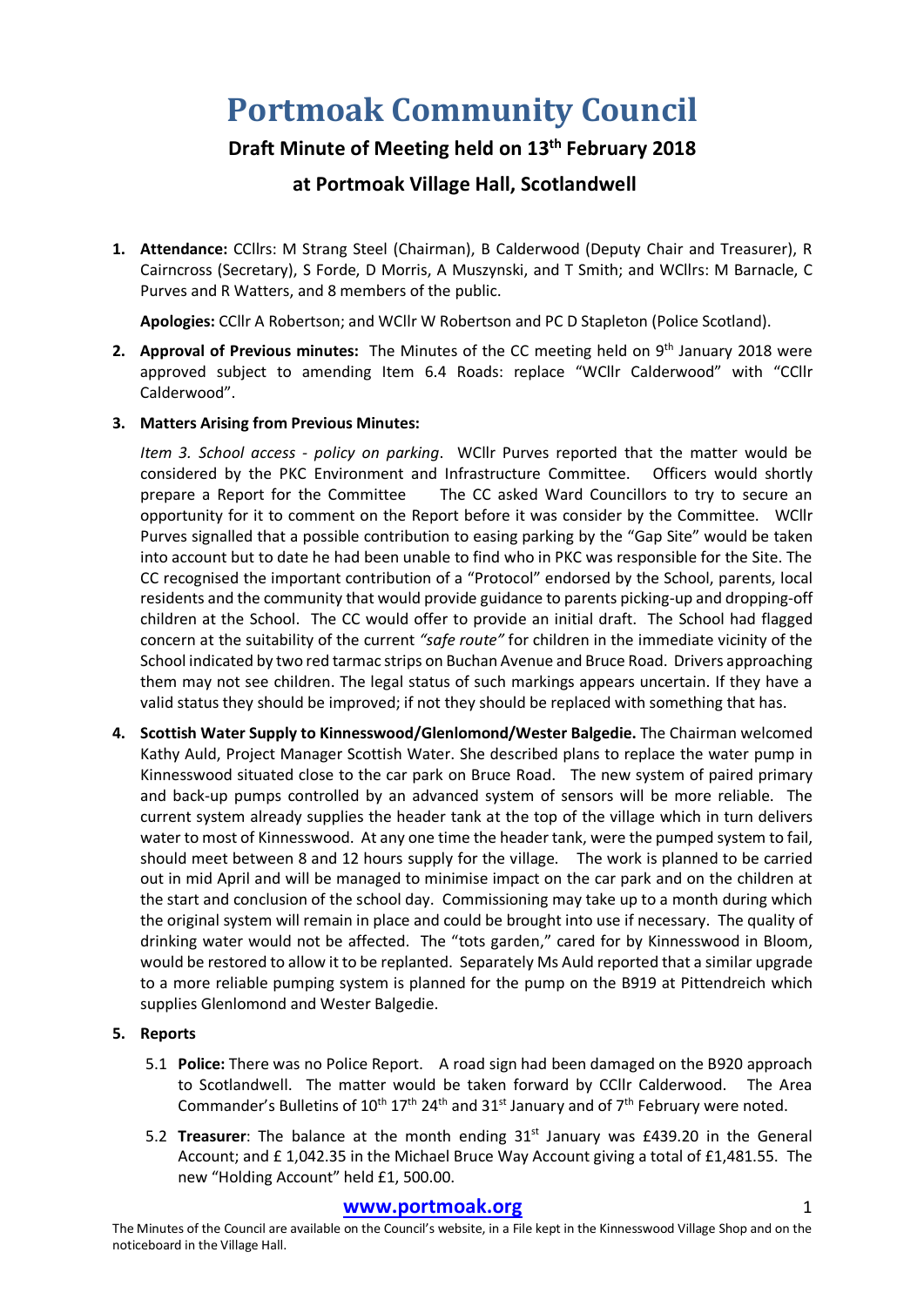# Portmoak Community Council

## Draft Minute of Meeting held on 13th February 2018

## at Portmoak Village Hall, Scotlandwell

1. **Attendance:** CCllrs: M Strang Steel (Chairman), B Calderwood (Deputy Chair and Treasurer), R Cairncross (Secretary), S Forde, D Morris, A Muszynski, and T Smith; and WCllrs: M Barnacle, C Purves and R Watters, and 8 members of the public.

   **Apologies:** CCllr A Robertson; and WCllr W Robertson and PC D Stapleton (Police Scotland).

2. **Approval of Previous minutes:** The Minutes of the CC meeting held on 9th January 2018 were approved subject to amending Item 6.4 Roads: replace "WCllr Calderwood" with "CCllr Calderwood".

3. **Matters Arising from Previous Minutes:**

   *Item 3. School access - policy on parking*. WCllr Purves reported that the matter would be considered by the PKC Environment and Infrastructure Committee. Officers would shortly prepare a Report for the Committee The CC asked Ward Councillors to try to secure an opportunity for it to comment on the Report before it was consider by the Committee. WCllr Purves signalled that a possible contribution to easing parking by the "Gap Site" would be taken into account but to date he had been unable to find who in PKC was responsible for the Site. The CC recognised the important contribution of a "Protocol" endorsed by the School, parents, local residents and the community that would provide guidance to parents picking-up and dropping-off children at the School. The CC would offer to provide an initial draft. The School had flagged concern at the suitability of the current *"safe route"* for children in the immediate vicinity of the School indicated by two red tarmac strips on Buchan Avenue and Bruce Road. Drivers approaching them may not see children. The legal status of such markings appears uncertain. If they have a valid status they should be improved; if not they should be replaced with something that has.

4. **Scottish Water Supply to Kinnesswood/Glenlomond/Wester Balgedie.** The Chairman welcomed Kathy Auld, Project Manager Scottish Water. She described plans to replace the water pump in Kinnesswood situated close to the car park on Bruce Road. The new system of paired primary and back-up pumps controlled by an advanced system of sensors will be more reliable. The current system already supplies the header tank at the top of the village which in turn delivers water to most of Kinnesswood. At any one time the header tank, were the pumped system to fail, should meet between 8 and 12 hours supply for the village. The work is planned to be carried out in mid April and will be managed to minimise impact on the car park and on the children at the start and conclusion of the school day. Commissioning may take up to a month during which the original system will remain in place and could be brought into use if necessary. The quality of drinking water would not be affected. The "tots garden," cared for by Kinnesswood in Bloom, would be restored to allow it to be replanted. Separately Ms Auld reported that a similar upgrade to a more reliable pumping system is planned for the pump on the B919 at Pittendreich which supplies Glenlomond and Wester Balgedie.

5. **Reports**

   5.1 **Police:** There was no Police Report. A road sign had been damaged on the B920 approach to Scotlandwell. The matter would be taken forward by CCllr Calderwood. The Area Commander's Bulletins of 10th 17th 24th and 31st January and of 7th February were noted.

   5.2 **Treasurer**: The balance at the month ending 31st January was £439.20 in the General Account; and £ 1,042.35 in the Michael Bruce Way Account giving a total of £1,481.55. The new "Holding Account" held £1, 500.00.

**www.portmoak.org**

The Minutes of the Council are available on the Council's website, in a File kept in the Kinnesswood Village Shop and on the noticeboard in the Village Hall.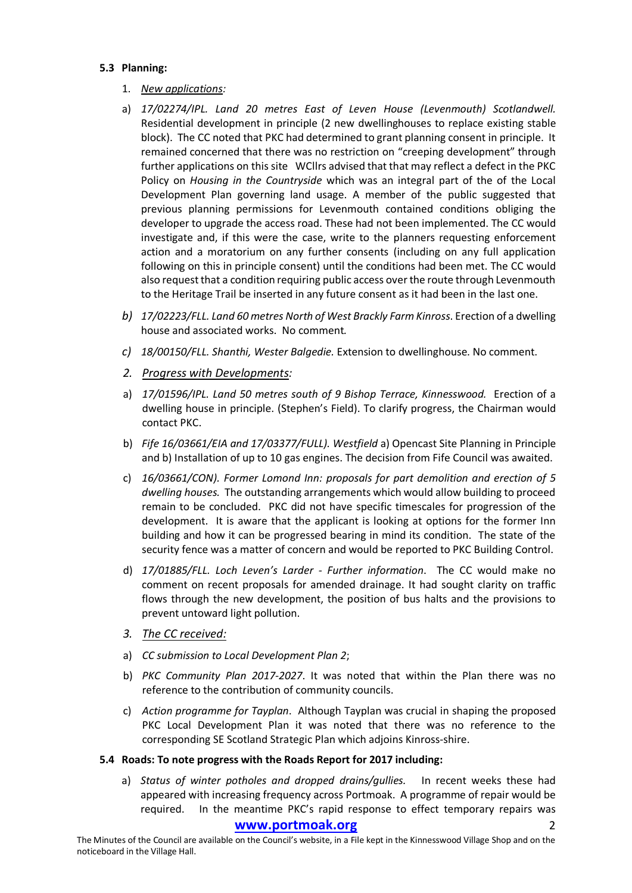**5.3 Planning:**

1. *New applications:*

a) *17/02274/IPL. Land 20 metres East of Leven House (Levenmouth) Scotlandwell.* Residential development in principle (2 new dwellinghouses to replace existing stable block). The CC noted that PKC had determined to grant planning consent in principle. It remained concerned that there was no restriction on "creeping development" through further applications on this site WCllrs advised that that may reflect a defect in the PKC Policy on *Housing in the Countryside* which was an integral part of the of the Local Development Plan governing land usage. A member of the public suggested that previous planning permissions for Levenmouth contained conditions obliging the developer to upgrade the access road. These had not been implemented. The CC would investigate and, if this were the case, write to the planners requesting enforcement action and a moratorium on any further consents (including on any full application following on this in principle consent) until the conditions had been met. The CC would also request that a condition requiring public access over the route through Levenmouth to the Heritage Trail be inserted in any future consent as it had been in the last one.

*b) 17/02223/FLL. Land 60 metres North of West Brackly Farm Kinross*. Erection of a dwelling house and associated works. No comment*.*

*c) 18/00150/FLL. Shanthi, Wester Balgedie.* Extension to dwellinghouse. No comment.

*2. Progress with Developments:*

a) *17/01596/IPL. Land 50 metres south of 9 Bishop Terrace, Kinnesswood.* Erection of a dwelling house in principle. (Stephen's Field). To clarify progress, the Chairman would contact PKC.

b) *Fife 16/03661/EIA and 17/03377/FULL). Westfield* a) Opencast Site Planning in Principle and b) Installation of up to 10 gas engines. The decision from Fife Council was awaited.

c) *16/03661/CON). Former Lomond Inn: proposals for part demolition and erection of 5 dwelling houses.* The outstanding arrangements which would allow building to proceed remain to be concluded. PKC did not have specific timescales for progression of the development. It is aware that the applicant is looking at options for the former Inn building and how it can be progressed bearing in mind its condition. The state of the security fence was a matter of concern and would be reported to PKC Building Control.

d) *17/01885/FLL. Loch Leven's Larder - Further information*. The CC would make no comment on recent proposals for amended drainage. It had sought clarity on traffic flows through the new development, the position of bus halts and the provisions to prevent untoward light pollution.

*3. The CC received:*

a) *CC submission to Local Development Plan 2*;

b) *PKC Community Plan 2017-2027*. It was noted that within the Plan there was no reference to the contribution of community councils.

c) *Action programme for Tayplan*. Although Tayplan was crucial in shaping the proposed PKC Local Development Plan it was noted that there was no reference to the corresponding SE Scotland Strategic Plan which adjoins Kinross-shire.

**5.4 Roads: To note progress with the Roads Report for 2017 including:**

a) *Status of winter potholes and dropped drains/gullies.* In recent weeks these had appeared with increasing frequency across Portmoak. A programme of repair would be required. In the meantime PKC's rapid response to effect temporary repairs was

**www.portmoak.org**

The Minutes of the Council are available on the Council's website, in a File kept in the Kinnesswood Village Shop and on the noticeboard in the Village Hall.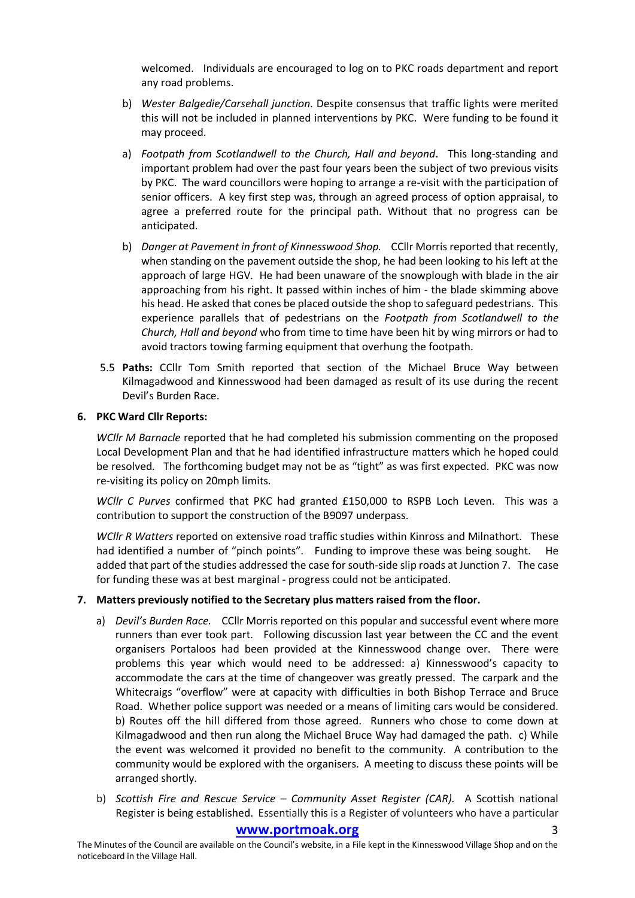welcomed. Individuals are encouraged to log on to PKC roads department and report any road problems.

b) *Wester Balgedie/Carsehall junction*. Despite consensus that traffic lights were merited this will not be included in planned interventions by PKC. Were funding to be found it may proceed.

a) *Footpath from Scotlandwell to the Church, Hall and beyond*. This long-standing and important problem had over the past four years been the subject of two previous visits by PKC. The ward councillors were hoping to arrange a re-visit with the participation of senior officers. A key first step was, through an agreed process of option appraisal, to agree a preferred route for the principal path. Without that no progress can be anticipated.

b) *Danger at Pavement in front of Kinnesswood Shop.* CCllr Morris reported that recently, when standing on the pavement outside the shop, he had been looking to his left at the approach of large HGV. He had been unaware of the snowplough with blade in the air approaching from his right. It passed within inches of him - the blade skimming above his head. He asked that cones be placed outside the shop to safeguard pedestrians. This experience parallels that of pedestrians on the *Footpath from Scotlandwell to the Church, Hall and beyond* who from time to time have been hit by wing mirrors or had to avoid tractors towing farming equipment that overhung the footpath.

5.5 **Paths:** CCllr Tom Smith reported that section of the Michael Bruce Way between Kilmagadwood and Kinnesswood had been damaged as result of its use during the recent Devil's Burden Race.

**6. PKC Ward Cllr Reports:**

*WCllr M Barnacle* reported that he had completed his submission commenting on the proposed Local Development Plan and that he had identified infrastructure matters which he hoped could be resolved. The forthcoming budget may not be as "tight" as was first expected. PKC was now re-visiting its policy on 20mph limits.

*WCllr C Purves* confirmed that PKC had granted £150,000 to RSPB Loch Leven. This was a contribution to support the construction of the B9097 underpass.

*WCllr R Watters* reported on extensive road traffic studies within Kinross and Milnathort. These had identified a number of "pinch points". Funding to improve these was being sought. He added that part of the studies addressed the case for south-side slip roads at Junction 7. The case for funding these was at best marginal - progress could not be anticipated.

**7. Matters previously notified to the Secretary plus matters raised from the floor.**

a) *Devil's Burden Race.* CCllr Morris reported on this popular and successful event where more runners than ever took part. Following discussion last year between the CC and the event organisers Portaloos had been provided at the Kinnesswood change over. There were problems this year which would need to be addressed: a) Kinnesswood's capacity to accommodate the cars at the time of changeover was greatly pressed. The carpark and the Whitecraigs "overflow" were at capacity with difficulties in both Bishop Terrace and Bruce Road. Whether police support was needed or a means of limiting cars would be considered. b) Routes off the hill differed from those agreed. Runners who chose to come down at Kilmagadwood and then run along the Michael Bruce Way had damaged the path. c) While the event was welcomed it provided no benefit to the community. A contribution to the community would be explored with the organisers. A meeting to discuss these points will be arranged shortly.

b) *Scottish Fire and Rescue Service – Community Asset Register (CAR).* A Scottish national Register is being established. Essentially this is a Register of volunteers who have a particular

**www.portmoak.org**

The Minutes of the Council are available on the Council's website, in a File kept in the Kinnesswood Village Shop and on the noticeboard in the Village Hall.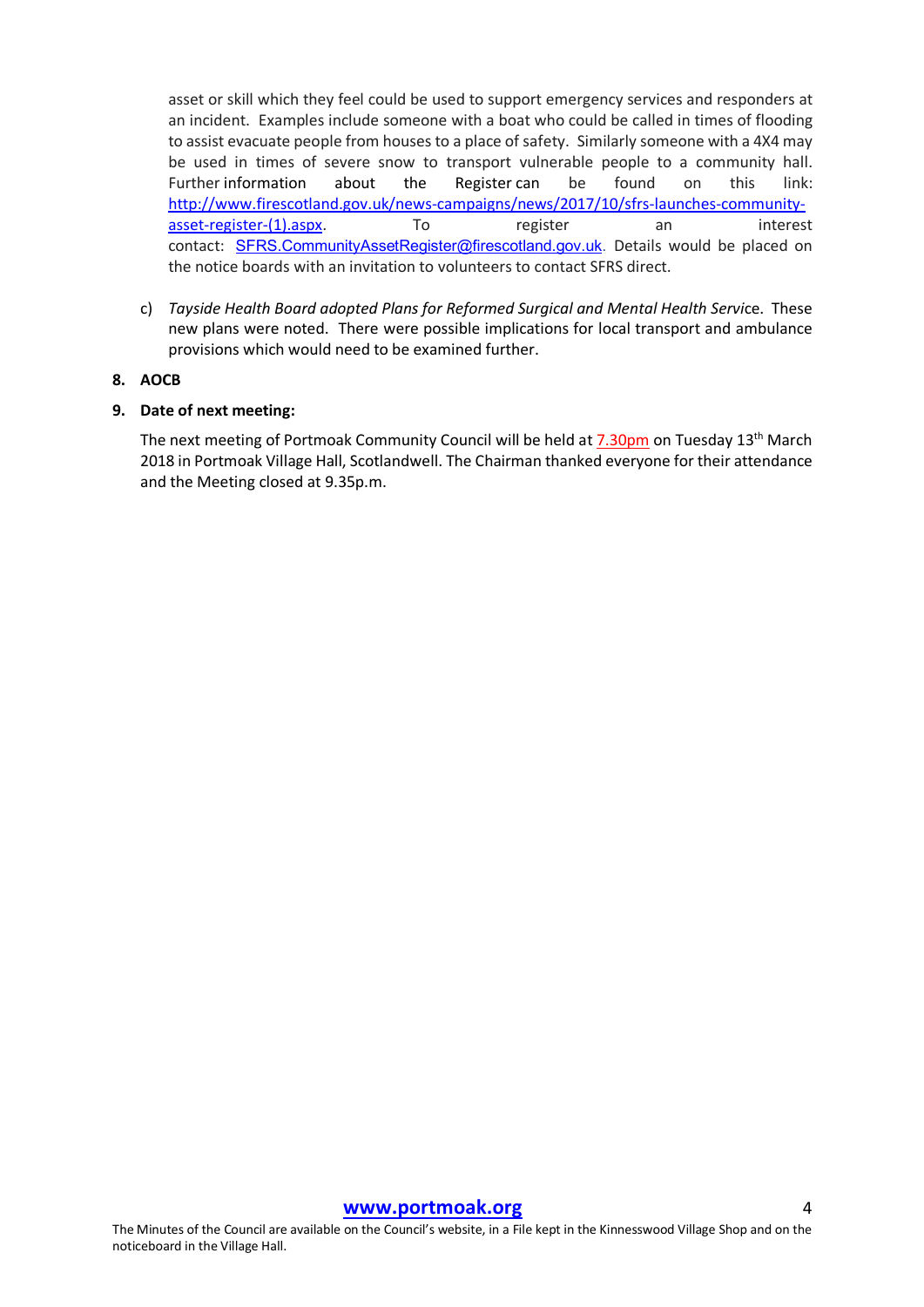asset or skill which they feel could be used to support emergency services and responders at an incident. Examples include someone with a boat who could be called in times of flooding to assist evacuate people from houses to a place of safety. Similarly someone with a 4X4 may be used in times of severe snow to transport vulnerable people to a community hall. Further information about the Register can be found on this link: [http://www.firescotland.gov.uk/news-campaigns/news/2017/10/sfrs-launches-community-asset-register-(1).aspx](http://www.firescotland.gov.uk/news-campaigns/news/2017/10/sfrs-launches-community-asset-register-(1).aspx). To register an interest contact: [SFRS.CommunityAssetRegister@firescotland.gov.uk](mailto:SFRS.CommunityAssetRegister@firescotland.gov.uk). Details would be placed on the notice boards with an invitation to volunteers to contact SFRS direct.

c) *Tayside Health Board adopted Plans for Reformed Surgical and Mental Health Servic*e. These new plans were noted. There were possible implications for local transport and ambulance provisions which would need to be examined further.

**8. AOCB**

**9. Date of next meeting:**

The next meeting of Portmoak Community Council will be held at 7.30pm on Tuesday 13th March 2018 in Portmoak Village Hall, Scotlandwell. The Chairman thanked everyone for their attendance and the Meeting closed at 9.35p.m.

**www.portmoak.org**

The Minutes of the Council are available on the Council's website, in a File kept in the Kinnesswood Village Shop and on the noticeboard in the Village Hall.